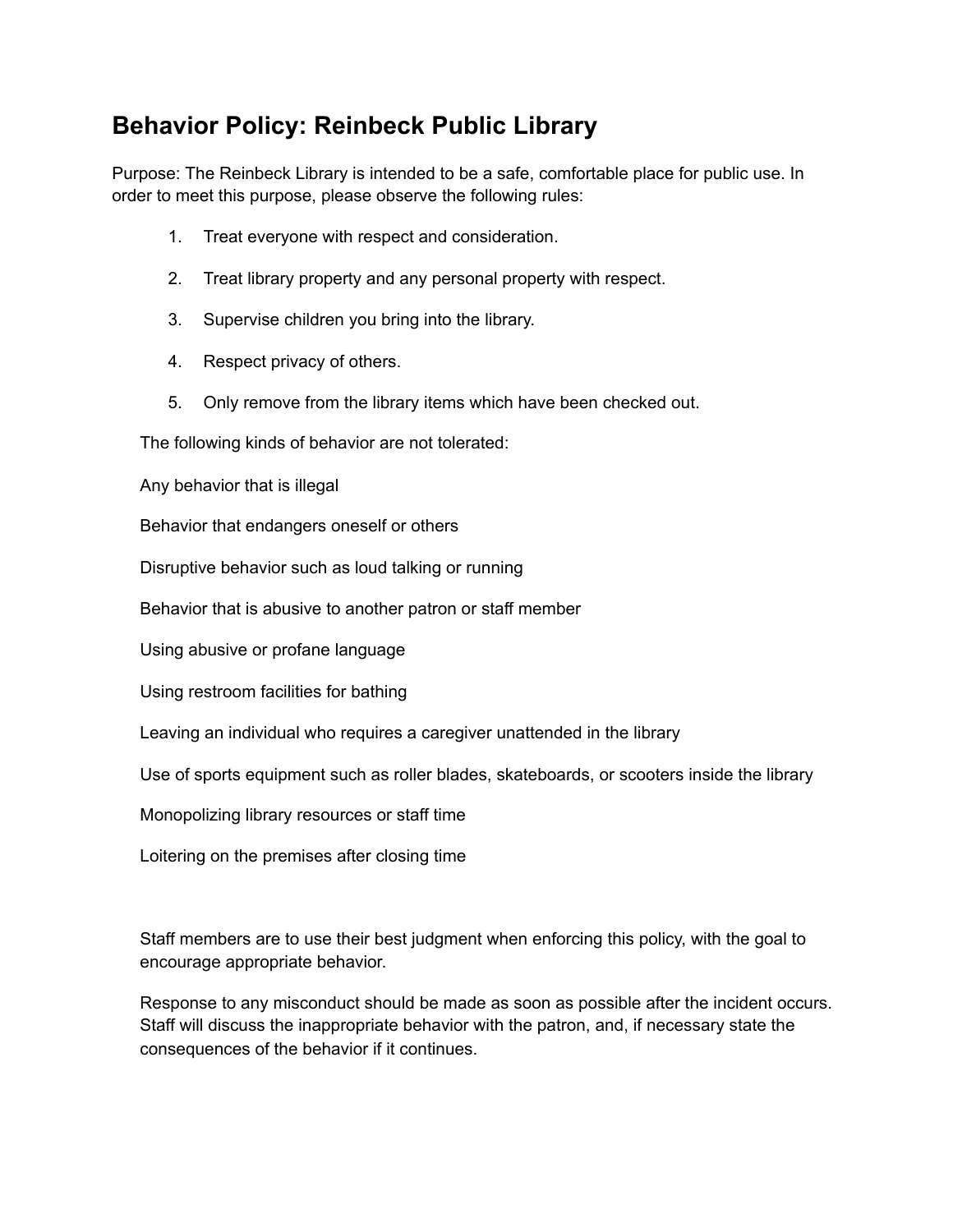# Behavior Policy: Reinbeck Public Library

Purpose: The Reinbeck Library is intended to be a safe, comfortable place for public use. In order to meet this purpose, please observe the following rules:

1. Treat everyone with respect and consideration.
2. Treat library property and any personal property with respect.
3. Supervise children you bring into the library.
4. Respect privacy of others.
5. Only remove from the library items which have been checked out.

The following kinds of behavior are not tolerated:

Any behavior that is illegal

Behavior that endangers oneself or others

Disruptive behavior such as loud talking or running

Behavior that is abusive to another patron or staff member

Using abusive or profane language

Using restroom facilities for bathing

Leaving an individual who requires a caregiver unattended in the library

Use of sports equipment such as roller blades, skateboards, or scooters inside the library

Monopolizing library resources or staff time

Loitering on the premises after closing time

Staff members are to use their best judgment when enforcing this policy, with the goal to encourage appropriate behavior.

Response to any misconduct should be made as soon as possible after the incident occurs. Staff will discuss the inappropriate behavior with the patron, and, if necessary state the consequences of the behavior if it continues.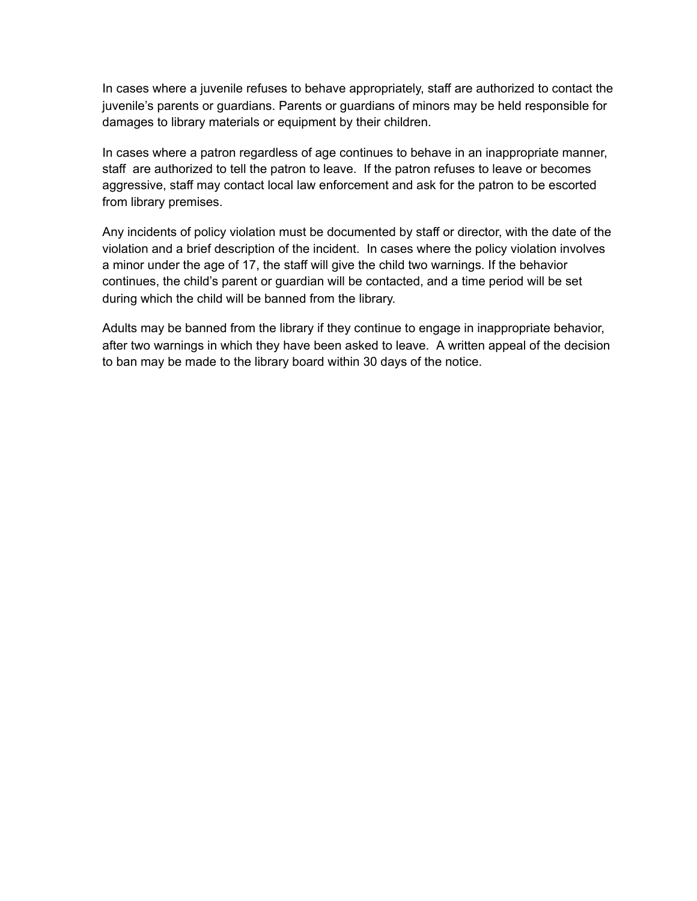In cases where a juvenile refuses to behave appropriately, staff are authorized to contact the juvenile's parents or guardians. Parents or guardians of minors may be held responsible for damages to library materials or equipment by their children.

In cases where a patron regardless of age continues to behave in an inappropriate manner, staff are authorized to tell the patron to leave. If the patron refuses to leave or becomes aggressive, staff may contact local law enforcement and ask for the patron to be escorted from library premises.

Any incidents of policy violation must be documented by staff or director, with the date of the violation and a brief description of the incident. In cases where the policy violation involves a minor under the age of 17, the staff will give the child two warnings. If the behavior continues, the child's parent or guardian will be contacted, and a time period will be set during which the child will be banned from the library.

Adults may be banned from the library if they continue to engage in inappropriate behavior, after two warnings in which they have been asked to leave. A written appeal of the decision to ban may be made to the library board within 30 days of the notice.